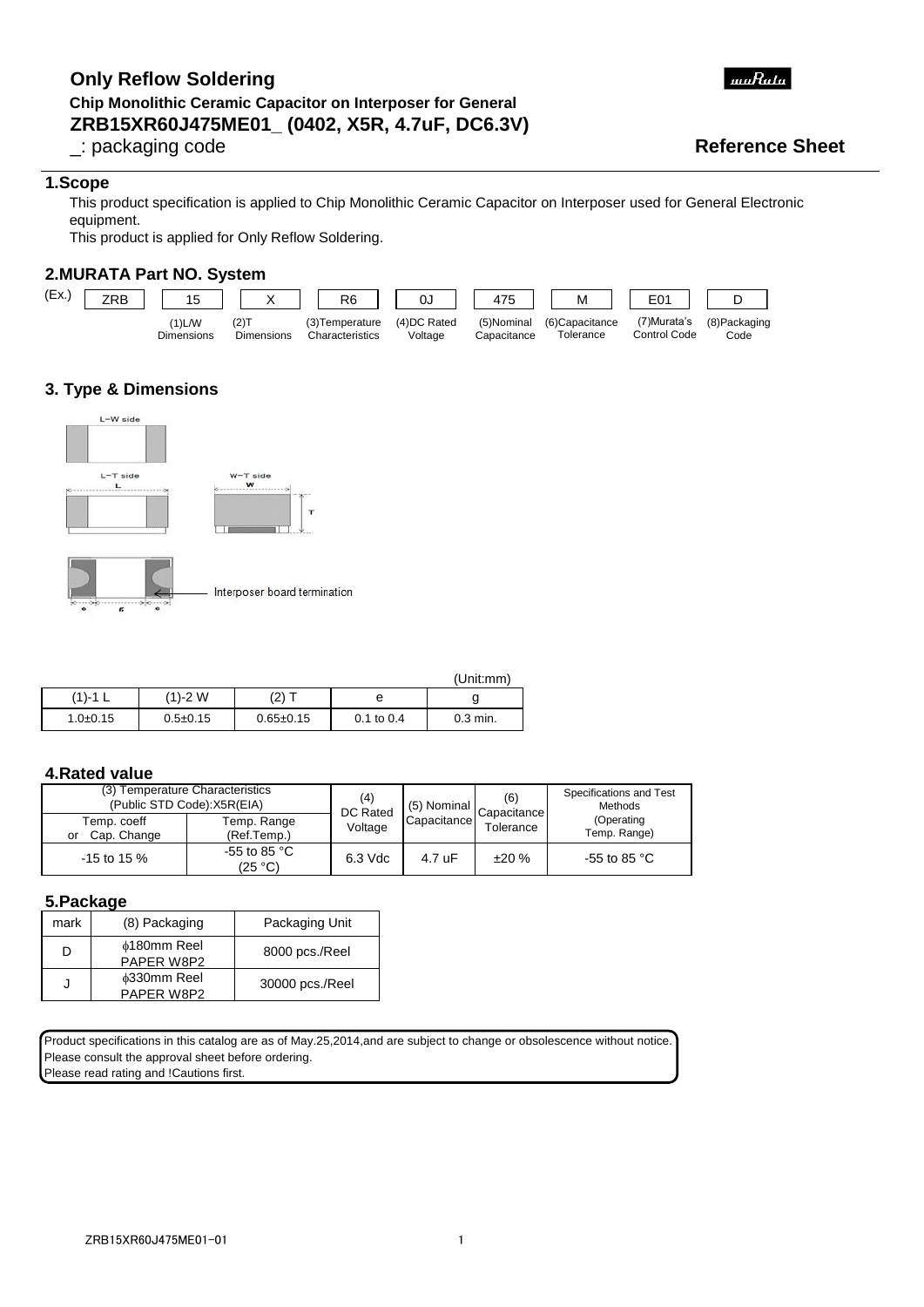# Only Reflow Soldering

**Chip Monolithic Ceramic Capacitor on Interposer for General**

**ZRB15XR60J475ME01_ (0402, X5R, 4.7uF, DC6.3V)**

_: packaging code

**Reference Sheet**

## 1.Scope

This product specification is applied to Chip Monolithic Ceramic Capacitor on Interposer used for General Electronic equipment.

This product is applied for Only Reflow Soldering.

## 2.MURATA Part NO. System

| (Ex.) | ZRB | 15 | X | R6 | 0J | 475 | M | E01 | D |
|---|---|---|---|---|---|---|---|---|---|
| | | (1)L/W Dimensions | (2)T Dimensions | (3)Temperature Characteristics | (4)DC Rated Voltage | (5)Nominal Capacitance | (6)Capacitance Tolerance | (7)Murata's Control Code | (8)Packaging Code |

## 3. Type & Dimensions

L-W side

L-T side

W-T side

Interposer board termination

(Unit:mm)

| (1)-1 L | (1)-2 W | (2) T | e | g |
|---|---|---|---|---|
| 1.0±0.15 | 0.5±0.15 | 0.65±0.15 | 0.1 to 0.4 | 0.3 min. |

## 4.Rated value

| (3) Temperature Characteristics (Public STD Code):X5R(EIA) | | (4) DC Rated Voltage | (5) Nominal Capacitance | (6) Capacitance Tolerance | Specifications and Test Methods (Operating Temp. Range) |
|---|---|---|---|---|---|
| Temp. coeff or Cap. Change | Temp. Range (Ref.Temp.) | | | | |
| -15 to 15 % | -55 to 85 °C (25 °C) | 6.3 Vdc | 4.7 uF | ±20 % | -55 to 85 °C |

## 5.Package

| mark | (8) Packaging | Packaging Unit |
|---|---|---|
| D | ϕ180mm Reel PAPER W8P2 | 8000 pcs./Reel |
| J | ϕ330mm Reel PAPER W8P2 | 30000 pcs./Reel |

Product specifications in this catalog are as of May.25,2014,and are subject to change or obsolescence without notice.
Please consult the approval sheet before ordering.
Please read rating and !Cautions first.

ZRB15XR60J475ME01-01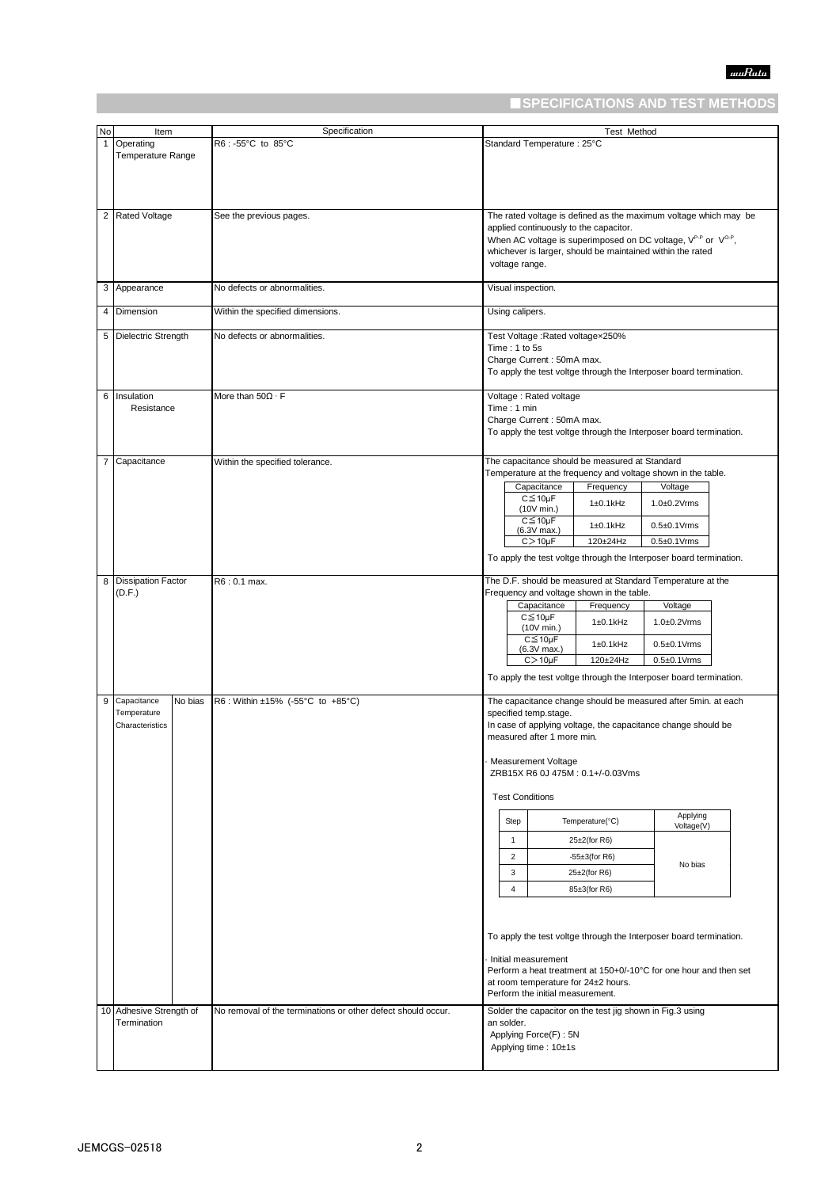## SPECIFICATIONS AND TEST METHODS

| No | Item | | Specification | Test Method |
|---|---|---|---|---|
| 1 | Operating Temperature Range | | R6 : -55°C to 85°C | Standard Temperature : 25°C |
| 2 | Rated Voltage | | See the previous pages. | The rated voltage is defined as the maximum voltage which may be applied continuously to the capacitor.<br>When AC voltage is superimposed on DC voltage, $V^{P-P}$ or $V^{O-P}$, whichever is larger, should be maintained within the rated voltage range. |
| 3 | Appearance | | No defects or abnormalities. | Visual inspection. |
| 4 | Dimension | | Within the specified dimensions. | Using calipers. |
| 5 | Dielectric Strength | | No defects or abnormalities. | Test Voltage :Rated voltage×250%<br>Time : 1 to 5s<br>Charge Current : 50mA max.<br>To apply the test voltge through the Interposer board termination. |
| 6 | Insulation Resistance | | More than 50Ω · F | Voltage : Rated voltage<br>Time : 1 min<br>Charge Current : 50mA max.<br>To apply the test voltge through the Interposer board termination. |
| 7 | Capacitance | | Within the specified tolerance. | The capacitance should be measured at Standard Temperature at the frequency and voltage shown in the table.<br>Capacitance / Frequency / Voltage:<br>C≦10μF (10V min.) / 1±0.1kHz / 1.0±0.2Vrms<br>C≦10μF (6.3V max.) / 1±0.1kHz / 0.5±0.1Vrms<br>C＞10μF / 120±24Hz / 0.5±0.1Vrms<br>To apply the test voltge through the Interposer board termination. |
| 8 | Dissipation Factor (D.F.) | | R6 : 0.1 max. | The D.F. should be measured at Standard Temperature at the Frequency and voltage shown in the table.<br>Capacitance / Frequency / Voltage:<br>C≦10μF (10V min.) / 1±0.1kHz / 1.0±0.2Vrms<br>C≦10μF (6.3V max.) / 1±0.1kHz / 0.5±0.1Vrms<br>C＞10μF / 120±24Hz / 0.5±0.1Vrms<br>To apply the test voltge through the Interposer board termination. |
| 9 | Capacitance Temperature Characteristics | No bias | R6 : Within ±15% (-55°C to +85°C) | The capacitance change should be measured after 5min. at each specified temp.stage.<br>In case of applying voltage, the capacitance change should be measured after 1 more min.<br>· Measurement Voltage<br>ZRB15X R6 0J 475M : 0.1+/-0.03Vms<br>Test Conditions<br>Step / Temperature(°C) / Applying Voltage(V):<br>1 / 25±2(for R6) / No bias<br>2 / -55±3(for R6) / No bias<br>3 / 25±2(for R6) / No bias<br>4 / 85±3(for R6) / No bias<br>To apply the test voltge through the Interposer board termination.<br>· Initial measurement<br>Perform a heat treatment at 150+0/-10°C for one hour and then set at room temperature for 24±2 hours.<br>Perform the initial measurement. |
| 10 | Adhesive Strength of Termination | | No removal of the terminations or other defect should occur. | Solder the capacitor on the test jig shown in Fig.3 using an solder.<br>Applying Force(F) : 5N<br>Applying time : 10±1s |

JEMCGS-02518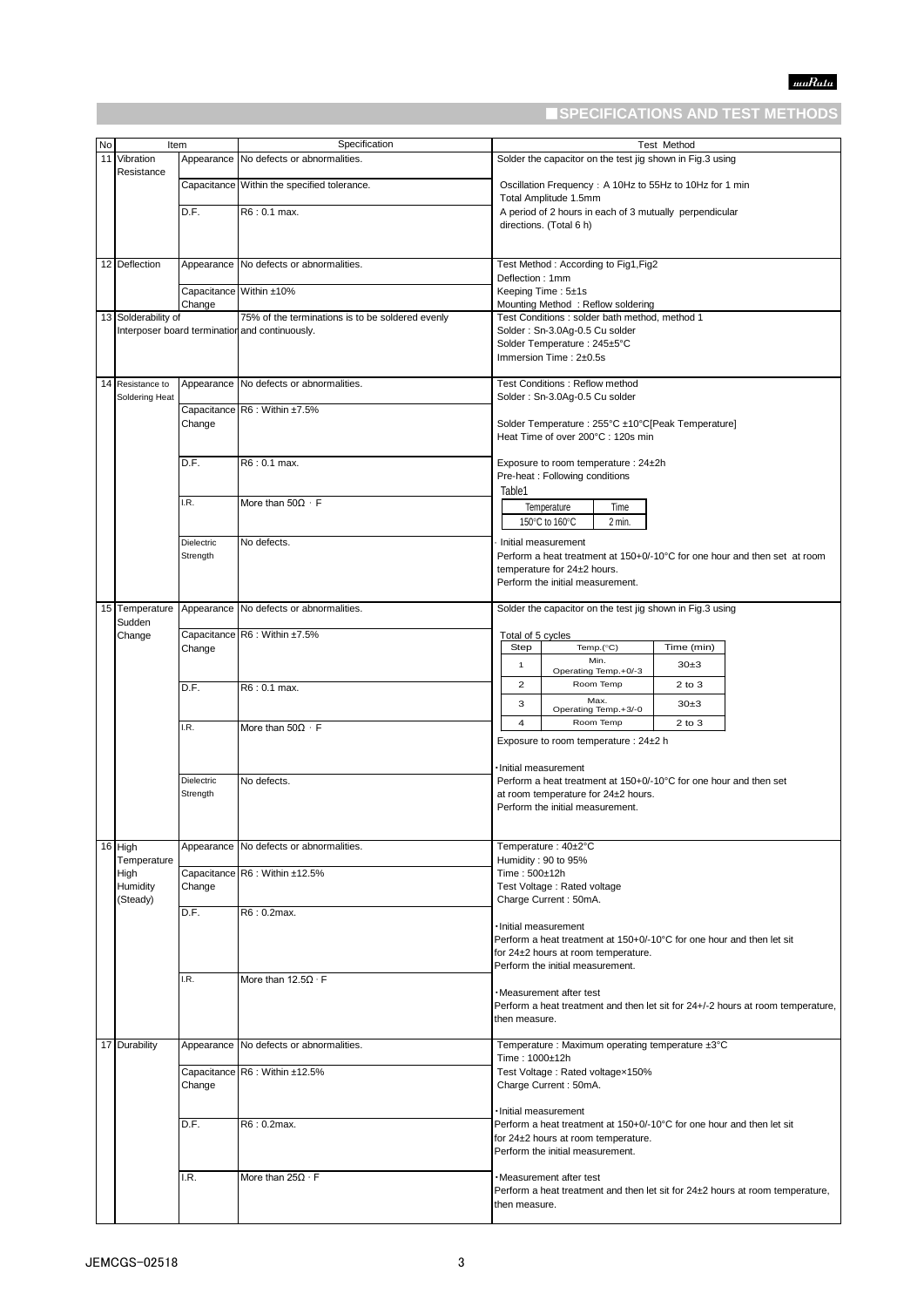## ■SPECIFICATIONS AND TEST METHODS

| No | Item | | Specification | Test Method |
|---|---|---|---|---|
| 11 | Vibration Resistance | Appearance | No defects or abnormalities. | Solder the capacitor on the test jig shown in Fig.3 using |
| | | Capacitance | Within the specified tolerance. | Oscillation Frequency : A 10Hz to 55Hz to 10Hz for 1 min<br>Total Amplitude 1.5mm |
| | | D.F. | R6 : 0.1 max. | A period of 2 hours in each of 3 mutually perpendicular directions. (Total 6 h) |
| 12 | Deflection | Appearance | No defects or abnormalities. | Test Method : According to Fig1,Fig2<br>Deflection : 1mm |
| | | Capacitance Change | Within ±10% | Keeping Time : 5±1s<br>Mounting Method : Reflow soldering |
| 13 | Solderability of Interposer board termination | | 75% of the terminations is to be soldered evenly and continuously. | Test Conditions : solder bath method, method 1<br>Solder : Sn-3.0Ag-0.5 Cu solder<br>Solder Temperature : 245±5°C<br>Immersion Time : 2±0.5s |
| 14 | Resistance to Soldering Heat | Appearance | No defects or abnormalities. | Test Conditions : Reflow method<br>Solder : Sn-3.0Ag-0.5 Cu solder |
| | | Capacitance Change | R6 : Within ±7.5% | Solder Temperature : 255°C ±10°C[Peak Temperature]<br>Heat Time of over 200°C : 120s min |
| | | D.F. | R6 : 0.1 max. | Exposure to room temperature : 24±2h<br>Pre-heat : Following conditions<br>Table1 |
| | | I.R. | More than 50Ω · F | Table1: Temperature 150°C to 160°C, Time 2 min. |
| | | Dielectric Strength | No defects. | · Initial measurement<br>Perform a heat treatment at 150+0/-10°C for one hour and then set at room temperature for 24±2 hours.<br>Perform the initial measurement. |
| 15 | Temperature Sudden Change | Appearance | No defects or abnormalities. | Solder the capacitor on the test jig shown in Fig.3 using |
| | | Capacitance Change | R6 : Within ±7.5% | Total of 5 cycles (see cycle table below) |
| | | D.F. | R6 : 0.1 max. | |
| | | I.R. | More than 50Ω · F | Exposure to room temperature : 24±2 h |
| | | Dielectric Strength | No defects. | ·Initial measurement<br>Perform a heat treatment at 150+0/-10°C for one hour and then set at room temperature for 24±2 hours.<br>Perform the initial measurement. |
| 16 | High Temperature High Humidity (Steady) | Appearance | No defects or abnormalities. | Temperature : 40±2°C<br>Humidity : 90 to 95% |
| | | Capacitance Change | R6 : Within ±12.5% | Time : 500±12h<br>Test Voltage : Rated voltage<br>Charge Current : 50mA. |
| | | D.F. | R6 : 0.2max. | ·Initial measurement<br>Perform a heat treatment at 150+0/-10°C for one hour and then let sit for 24±2 hours at room temperature.<br>Perform the initial measurement. |
| | | I.R. | More than 12.5Ω · F | ·Measurement after test<br>Perform a heat treatment and then let sit for 24+/-2 hours at room temperature, then measure. |
| 17 | Durability | Appearance | No defects or abnormalities. | Temperature : Maximum operating temperature ±3°C<br>Time : 1000±12h |
| | | Capacitance Change | R6 : Within ±12.5% | Test Voltage : Rated voltage×150%<br>Charge Current : 50mA. |
| | | D.F. | R6 : 0.2max. | ·Initial measurement<br>Perform a heat treatment at 150+0/-10°C for one hour and then let sit for 24±2 hours at room temperature.<br>Perform the initial measurement. |
| | | I.R. | More than 25Ω · F | ·Measurement after test<br>Perform a heat treatment and then let sit for 24±2 hours at room temperature, then measure. |

Table1 (No.14)

| Temperature | Time |
|---|---|
| 150°C to 160°C | 2 min. |

Total of 5 cycles (No.15)

| Step | Temp.(°C) | Time (min) |
|---|---|---|
| 1 | Min. Operating Temp.+0/-3 | 30±3 |
| 2 | Room Temp | 2 to 3 |
| 3 | Max. Operating Temp.+3/-0 | 30±3 |
| 4 | Room Temp | 2 to 3 |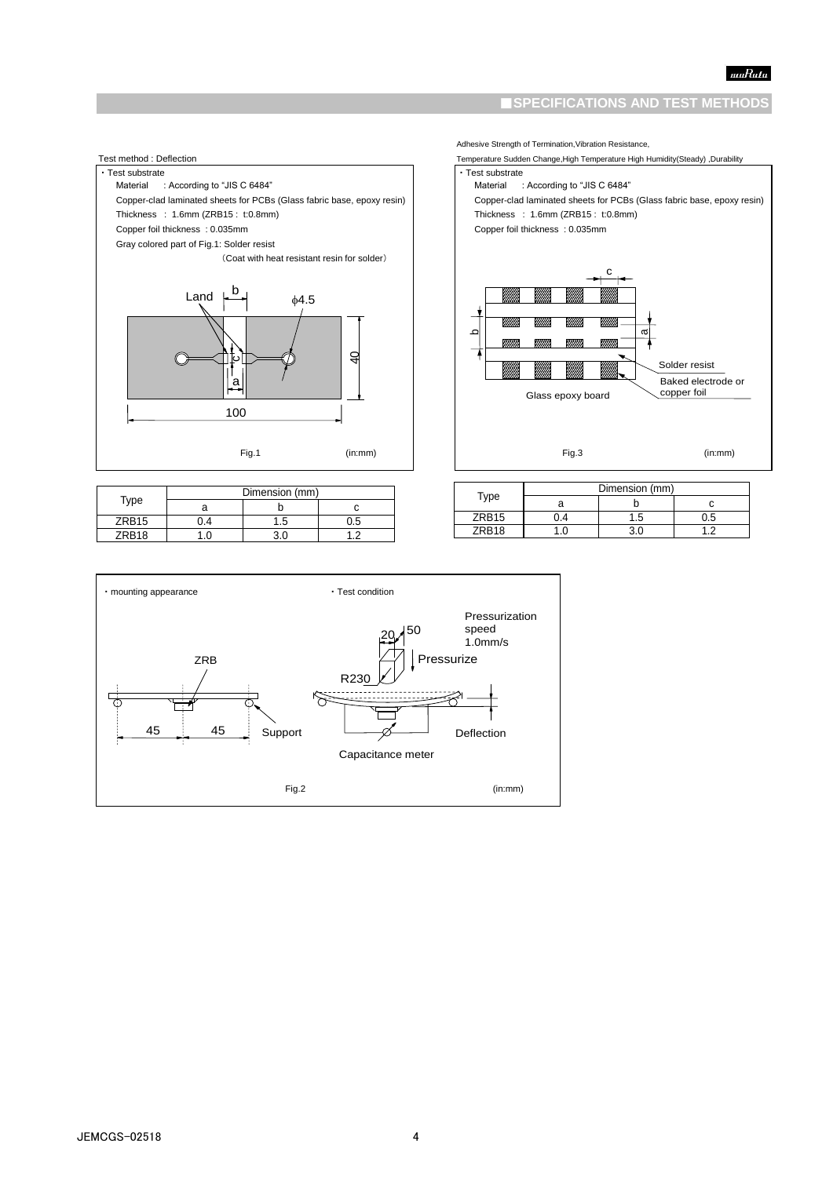## ■SPECIFICATIONS AND TEST METHODS

Test method : Deflection

・Test substrate

Material : According to "JIS C 6484"

Copper-clad laminated sheets for PCBs (Glass fabric base, epoxy resin)

Thickness : 1.6mm (ZRB15 : t:0.8mm)

Copper foil thickness : 0.035mm

Gray colored part of Fig.1: Solder resist

(Coat with heat resistant resin for solder)

Land b φ4.5 c a 40 100

Fig.1 (in:mm)

| Type | Dimension (mm) | | |
|---|---|---|---|
| | a | b | c |
| ZRB15 | 0.4 | 1.5 | 0.5 |
| ZRB18 | 1.0 | 3.0 | 1.2 |

Adhesive Strength of Termination,Vibration Resistance,

Temperature Sudden Change,High Temperature High Humidity(Steady) ,Durability

・Test substrate

Material : According to "JIS C 6484"

Copper-clad laminated sheets for PCBs (Glass fabric base, epoxy resin)

Thickness : 1.6mm (ZRB15 : t:0.8mm)

Copper foil thickness : 0.035mm

c b a Solder resist Baked electrode or copper foil Glass epoxy board

Fig.3 (in:mm)

| Type | Dimension (mm) | | |
|---|---|---|---|
| | a | b | c |
| ZRB15 | 0.4 | 1.5 | 0.5 |
| ZRB18 | 1.0 | 3.0 | 1.2 |

・mounting appearance

ZRB 45 45 Support

・Test condition

Pressurization speed 1.0mm/s

20 50 Pressurize R230 Deflection Capacitance meter

Fig.2 (in:mm)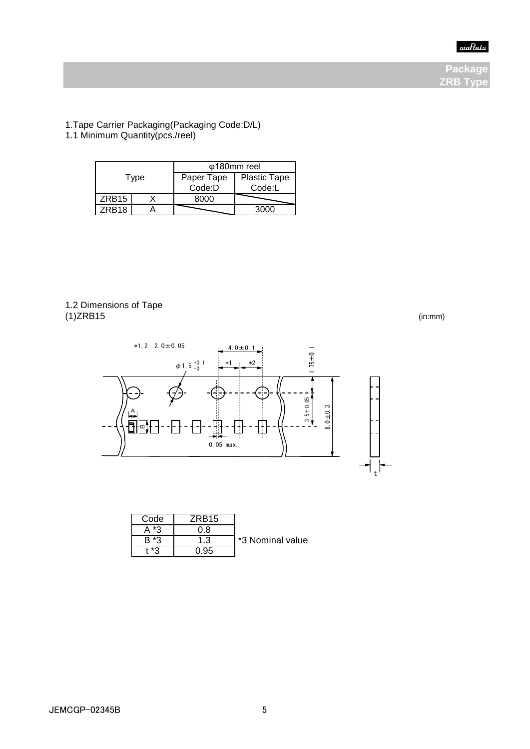**Package**
**ZRB Type**

1.Tape Carrier Packaging(Packaging Code:D/L)

1.1 Minimum Quantity(pcs./reel)

| Type | | φ180mm reel | |
|---|---|---|---|
| | | Paper Tape | Plastic Tape |
| | | Code:D | Code:L |
| ZRB15 | X | 8000 | |
| ZRB18 | A | | 3000 |

1.2 Dimensions of Tape

(1)ZRB15

(in:mm)

*1, 2 : 2.0±0.05

4.0±0.1

φ1.5 $^{+0.1}_{-0}$

*1 *2

1.75±0.1

3.5±0.05

8.0±0.3

A

B

0.05 max.

t

| Code | ZRB15 |
|---|---|
| A *3 | 0.8 |
| B *3 | 1.3 |
| t *3 | 0.95 |

*3 Nominal value

JEMCGP-02345B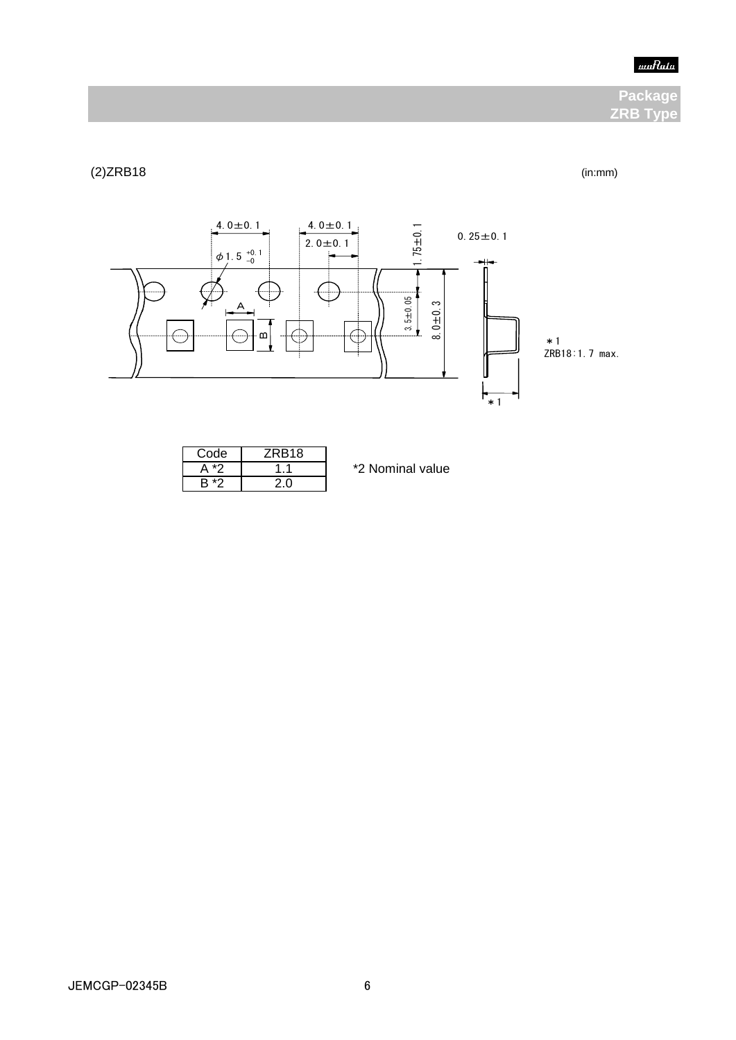## Package ZRB Type

(2)ZRB18 (in:mm)

4.0±0.1 4.0±0.1 2.0±0.1 1.75±0.1 0.25±0.1

φ1.5 $^{+0.1}_{-0}$

3.5±0.05 8.0±0.3

＊1
ZRB18:1.7 max.

| Code | ZRB18 |
|---|---|
| A *2 | 1.1 |
| B *2 | 2.0 |

*2 Nominal value

JEMCGP-02345B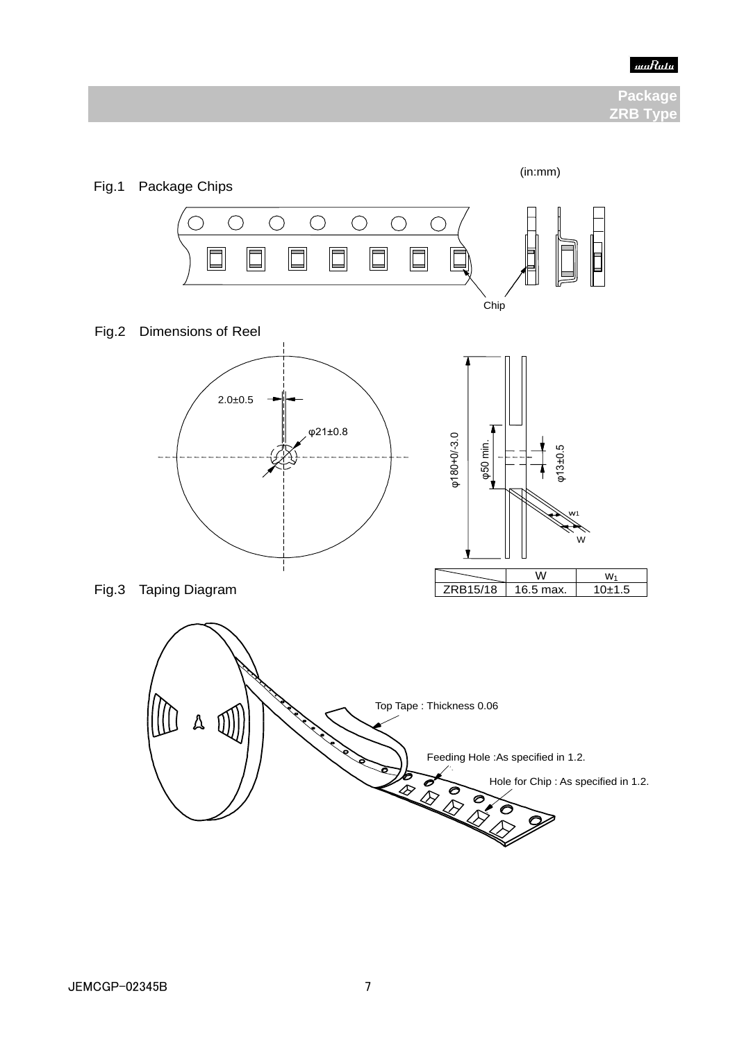## Package
## ZRB Type

(in:mm)

Fig.1 Package Chips

Chip

Fig.2 Dimensions of Reel

2.0±0.5

φ21±0.8

φ180+0/-3.0

φ50 min.

φ13±0.5

$w_1$

W

| | W | $w_1$ |
|---|---|---|
| ZRB15/18 | 16.5 max. | 10±1.5 |

Fig.3 Taping Diagram

Top Tape : Thickness 0.06

Feeding Hole :As specified in 1.2.

Hole for Chip : As specified in 1.2.

JEMCGP-02345B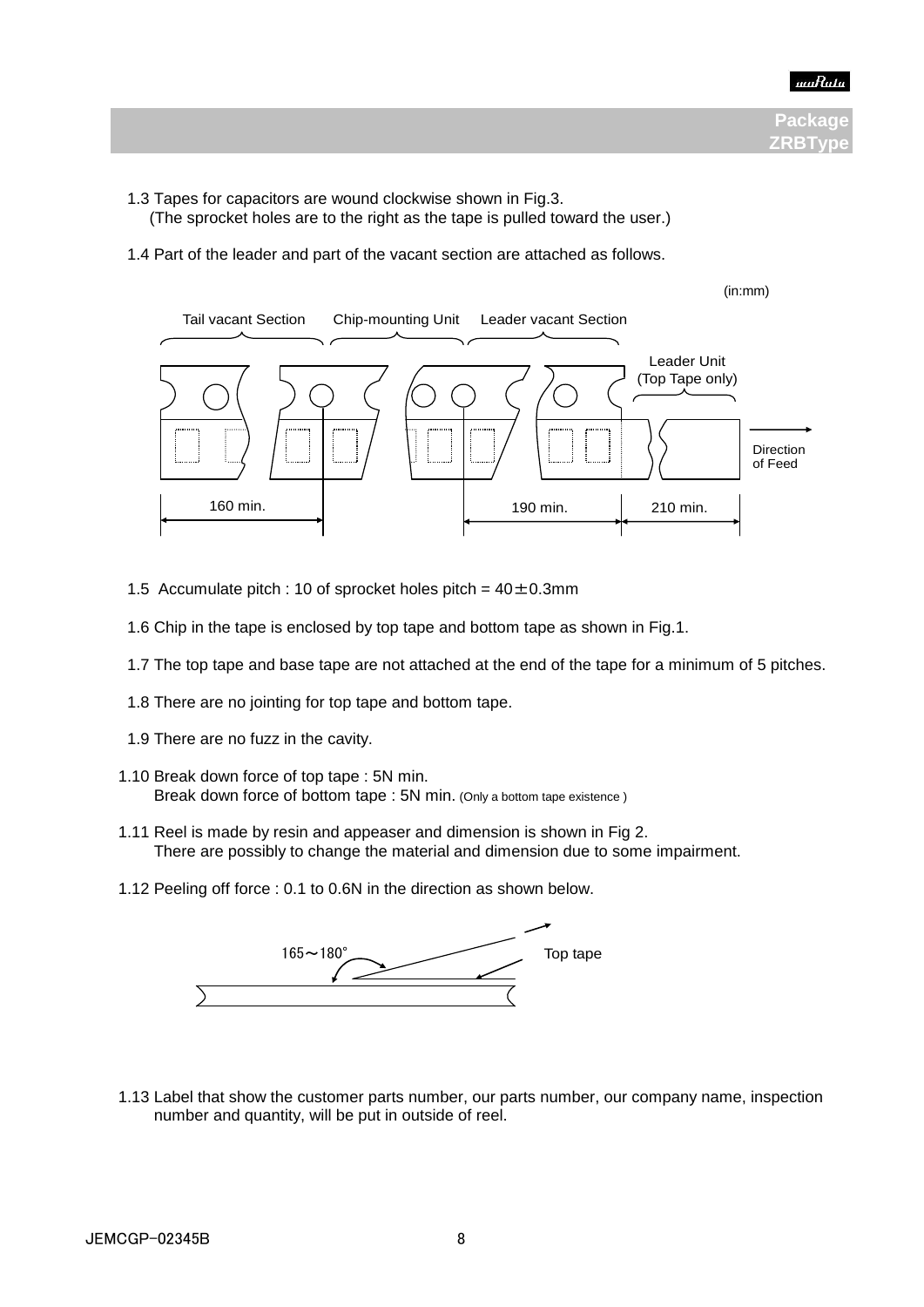**Package ZRBType**

1.3 Tapes for capacitors are wound clockwise shown in Fig.3.
(The sprocket holes are to the right as the tape is pulled toward the user.)

1.4 Part of the leader and part of the vacant section are attached as follows.

(in:mm)

Tail vacant Section | Chip-mounting Unit | Leader vacant Section | Leader Unit (Top Tape only)

160 min. | 190 min. | 210 min.

Direction of Feed

1.5 Accumulate pitch : 10 of sprocket holes pitch = 40±0.3mm

1.6 Chip in the tape is enclosed by top tape and bottom tape as shown in Fig.1.

1.7 The top tape and base tape are not attached at the end of the tape for a minimum of 5 pitches.

1.8 There are no jointing for top tape and bottom tape.

1.9 There are no fuzz in the cavity.

1.10 Break down force of top tape : 5N min.
Break down force of bottom tape : 5N min. (Only a bottom tape existence )

1.11 Reel is made by resin and appeaser and dimension is shown in Fig 2.
There are possibly to change the material and dimension due to some impairment.

1.12 Peeling off force : 0.1 to 0.6N in the direction as shown below.

165～180°

Top tape

1.13 Label that show the customer parts number, our parts number, our company name, inspection number and quantity, will be put in outside of reel.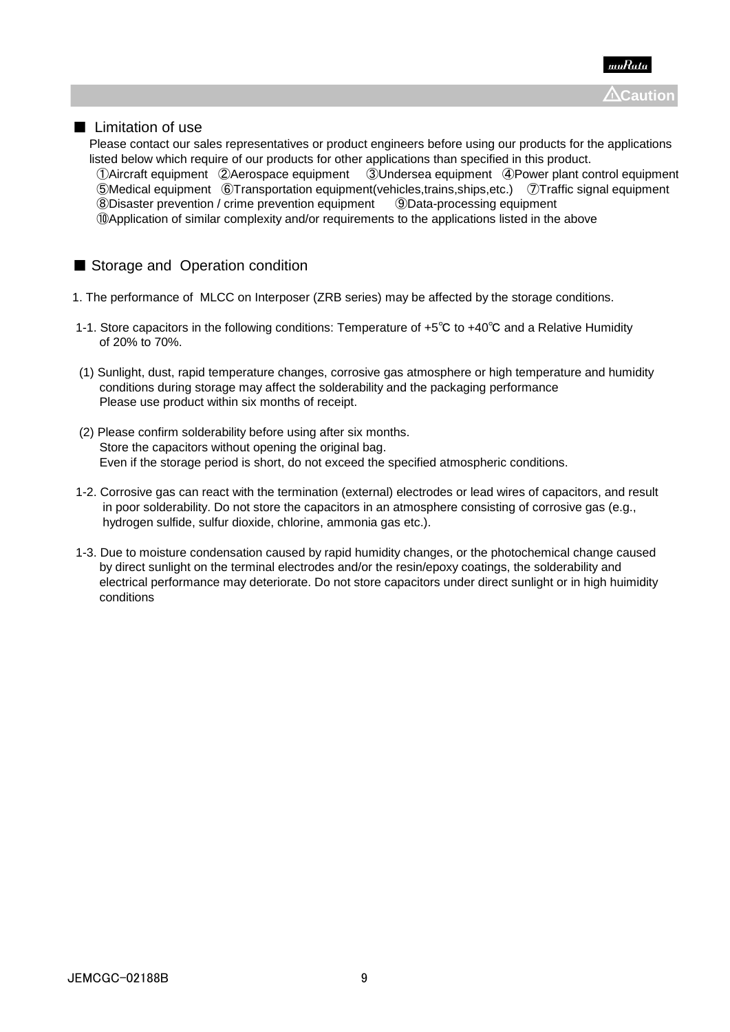⚠Caution

## ■ Limitation of use

Please contact our sales representatives or product engineers before using our products for the applications listed below which require of our products for other applications than specified in this product.

①Aircraft equipment ②Aerospace equipment ③Undersea equipment ④Power plant control equipment
⑤Medical equipment ⑥Transportation equipment(vehicles,trains,ships,etc.) ⑦Traffic signal equipment
⑧Disaster prevention / crime prevention equipment ⑨Data-processing equipment
⑩Application of similar complexity and/or requirements to the applications listed in the above

## ■ Storage and Operation condition

1. The performance of MLCC on Interposer (ZRB series) may be affected by the storage conditions.

1-1. Store capacitors in the following conditions: Temperature of +5℃ to +40℃ and a Relative Humidity of 20% to 70%.

(1) Sunlight, dust, rapid temperature changes, corrosive gas atmosphere or high temperature and humidity conditions during storage may affect the solderability and the packaging performance
Please use product within six months of receipt.

(2) Please confirm solderability before using after six months.
Store the capacitors without opening the original bag.
Even if the storage period is short, do not exceed the specified atmospheric conditions.

1-2. Corrosive gas can react with the termination (external) electrodes or lead wires of capacitors, and result in poor solderability. Do not store the capacitors in an atmosphere consisting of corrosive gas (e.g., hydrogen sulfide, sulfur dioxide, chlorine, ammonia gas etc.).

1-3. Due to moisture condensation caused by rapid humidity changes, or the photochemical change caused by direct sunlight on the terminal electrodes and/or the resin/epoxy coatings, the solderability and electrical performance may deteriorate. Do not store capacitors under direct sunlight or in high huimidity conditions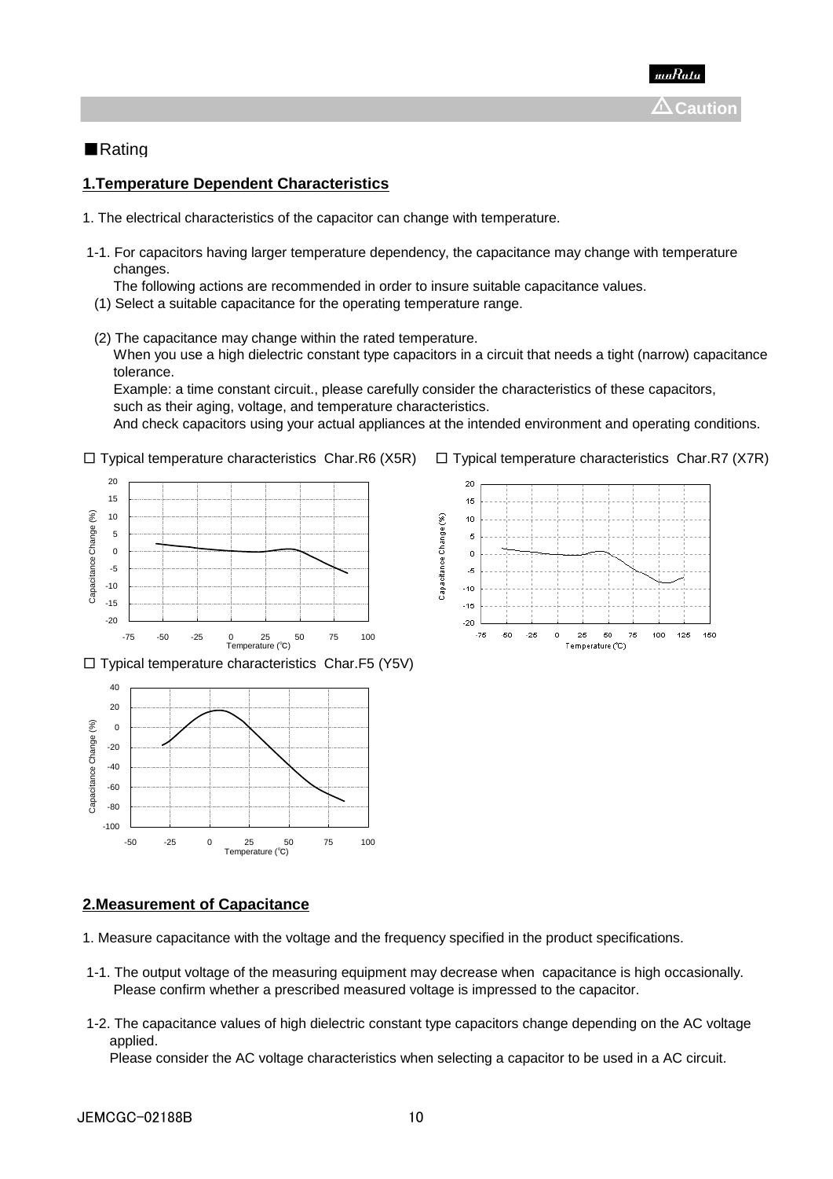⚠Caution

■Rating

## 1.Temperature Dependent Characteristics

1. The electrical characteristics of the capacitor can change with temperature.

1-1. For capacitors having larger temperature dependency, the capacitance may change with temperature changes.
The following actions are recommended in order to insure suitable capacitance values.

(1) Select a suitable capacitance for the operating temperature range.

(2) The capacitance may change within the rated temperature.
When you use a high dielectric constant type capacitors in a circuit that needs a tight (narrow) capacitance tolerance.
Example: a time constant circuit., please carefully consider the characteristics of these capacitors, such as their aging, voltage, and temperature characteristics.
And check capacitors using your actual appliances at the intended environment and operating conditions.

☐ Typical temperature characteristics Char.R6 (X5R)

☐ Typical temperature characteristics Char.R7 (X7R)

☐ Typical temperature characteristics Char.F5 (Y5V)

## 2.Measurement of Capacitance

1. Measure capacitance with the voltage and the frequency specified in the product specifications.

1-1. The output voltage of the measuring equipment may decrease when capacitance is high occasionally.
Please confirm whether a prescribed measured voltage is impressed to the capacitor.

1-2. The capacitance values of high dielectric constant type capacitors change depending on the AC voltage applied.
Please consider the AC voltage characteristics when selecting a capacitor to be used in a AC circuit.

JEMCGC-02188B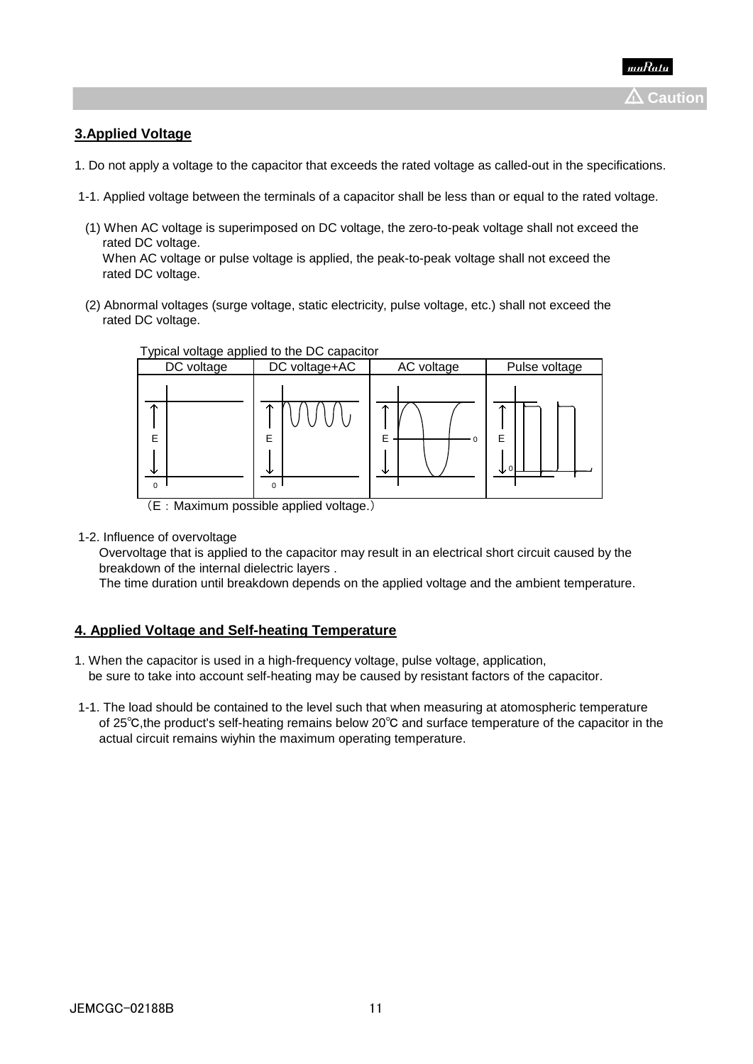⚠ Caution

## 3.Applied Voltage

1. Do not apply a voltage to the capacitor that exceeds the rated voltage as called-out in the specifications.

1-1. Applied voltage between the terminals of a capacitor shall be less than or equal to the rated voltage.

(1) When AC voltage is superimposed on DC voltage, the zero-to-peak voltage shall not exceed the rated DC voltage.
When AC voltage or pulse voltage is applied, the peak-to-peak voltage shall not exceed the rated DC voltage.

(2) Abnormal voltages (surge voltage, static electricity, pulse voltage, etc.) shall not exceed the rated DC voltage.

Typical voltage applied to the DC capacitor

| DC voltage | DC voltage+AC | AC voltage | Pulse voltage |
|---|---|---|---|
| E, 0 | E, 0 | E, 0 | E, 0 |

（E：Maximum possible applied voltage.）

1-2. Influence of overvoltage
Overvoltage that is applied to the capacitor may result in an electrical short circuit caused by the breakdown of the internal dielectric layers .
The time duration until breakdown depends on the applied voltage and the ambient temperature.

## 4. Applied Voltage and Self-heating Temperature

1. When the capacitor is used in a high-frequency voltage, pulse voltage, application,
be sure to take into account self-heating may be caused by resistant factors of the capacitor.

1-1. The load should be contained to the level such that when measuring at atomospheric temperature of 25℃,the product's self-heating remains below 20℃ and surface temperature of the capacitor in the actual circuit remains wiyhin the maximum operating temperature.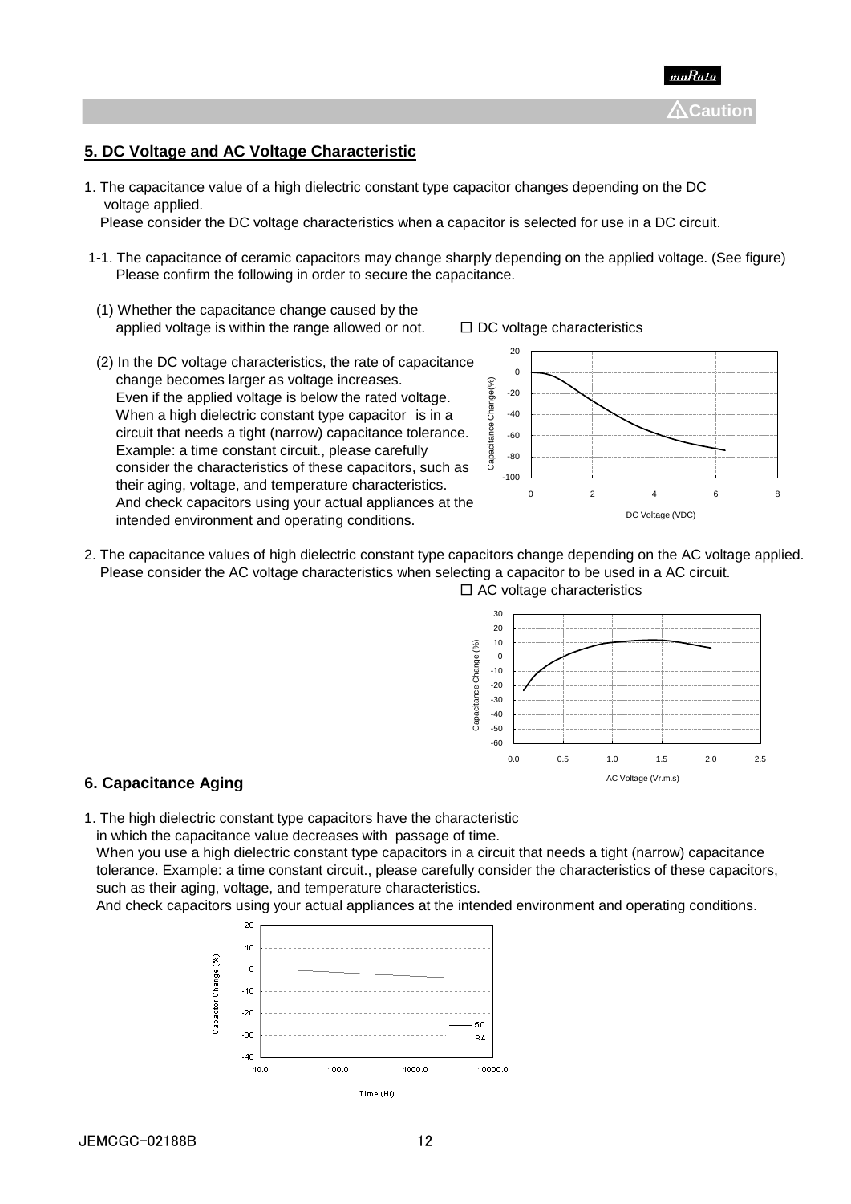⚠Caution

## 5. DC Voltage and AC Voltage Characteristic

1. The capacitance value of a high dielectric constant type capacitor changes depending on the DC voltage applied.
   Please consider the DC voltage characteristics when a capacitor is selected for use in a DC circuit.

1-1. The capacitance of ceramic capacitors may change sharply depending on the applied voltage. (See figure)
   Please confirm the following in order to secure the capacitance.

   (1) Whether the capacitance change caused by the applied voltage is within the range allowed or not.

   (2) In the DC voltage characteristics, the rate of capacitance change becomes larger as voltage increases.
   Even if the applied voltage is below the rated voltage.
   When a high dielectric constant type capacitor is in a circuit that needs a tight (narrow) capacitance tolerance.
   Example: a time constant circuit., please carefully consider the characteristics of these capacitors, such as their aging, voltage, and temperature characteristics.
   And check capacitors using your actual appliances at the intended environment and operating conditions.

☐ DC voltage characteristics

2. The capacitance values of high dielectric constant type capacitors change depending on the AC voltage applied.
   Please consider the AC voltage characteristics when selecting a capacitor to be used in a AC circuit.

☐ AC voltage characteristics

## 6. Capacitance Aging

1. The high dielectric constant type capacitors have the characteristic in which the capacitance value decreases with passage of time.
   When you use a high dielectric constant type capacitors in a circuit that needs a tight (narrow) capacitance tolerance. Example: a time constant circuit., please carefully consider the characteristics of these capacitors, such as their aging, voltage, and temperature characteristics.
   And check capacitors using your actual appliances at the intended environment and operating conditions.

JEMCGC-02188B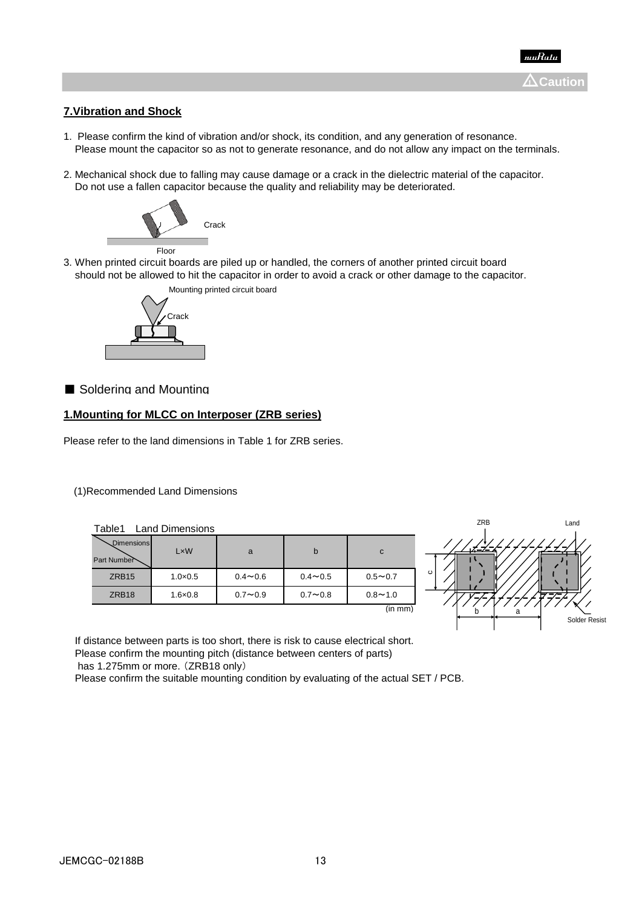⚠Caution

## 7.Vibration and Shock

1. Please confirm the kind of vibration and/or shock, its condition, and any generation of resonance.
   Please mount the capacitor so as not to generate resonance, and do not allow any impact on the terminals.

2. Mechanical shock due to falling may cause damage or a crack in the dielectric material of the capacitor.
   Do not use a fallen capacitor because the quality and reliability may be deteriorated.

Crack

Floor

3. When printed circuit boards are piled up or handled, the corners of another printed circuit board should not be allowed to hit the capacitor in order to avoid a crack or other damage to the capacitor.

Mounting printed circuit board

Crack

■ Soldering and Mounting

## 1.Mounting for MLCC on Interposer (ZRB series)

Please refer to the land dimensions in Table 1 for ZRB series.

(1)Recommended Land Dimensions

Table1　Land Dimensions

| Part Number \ Dimensions | L×W | a | b | c |
|---|---|---|---|---|
| ZRB15 | 1.0×0.5 | 0.4～0.6 | 0.4～0.5 | 0.5～0.7 |
| ZRB18 | 1.6×0.8 | 0.7～0.9 | 0.7～0.8 | 0.8～1.0 |

(in mm)

ZRB　Land　c　b　a　Solder Resist

If distance between parts is too short, there is risk to cause electrical short.
Please confirm the mounting pitch (distance between centers of parts)
has 1.275mm or more.（ZRB18 only）
Please confirm the suitable mounting condition by evaluating of the actual SET / PCB.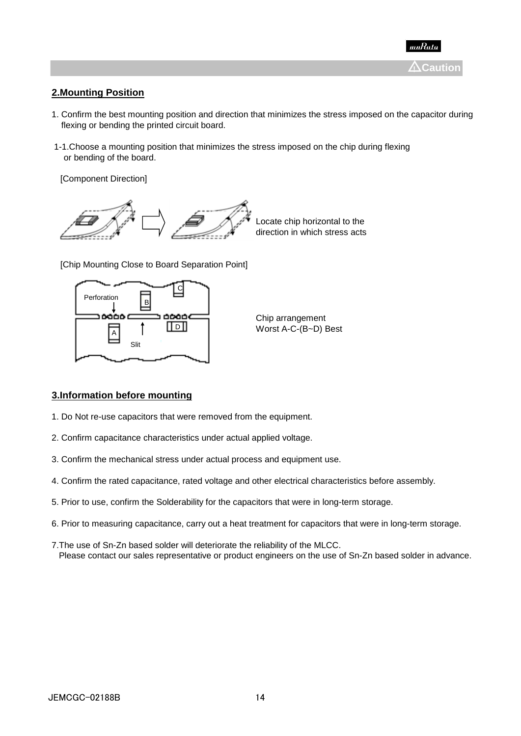**⚠Caution**

## 2.Mounting Position

1. Confirm the best mounting position and direction that minimizes the stress imposed on the capacitor during flexing or bending the printed circuit board.

1-1.Choose a mounting position that minimizes the stress imposed on the chip during flexing or bending of the board.

[Component Direction]

Locate chip horizontal to the direction in which stress acts

[Chip Mounting Close to Board Separation Point]

Perforation

Slit

Chip arrangement
Worst A-C-(B~D) Best

## 3.Information before mounting

1. Do Not re-use capacitors that were removed from the equipment.

2. Confirm capacitance characteristics under actual applied voltage.

3. Confirm the mechanical stress under actual process and equipment use.

4. Confirm the rated capacitance, rated voltage and other electrical characteristics before assembly.

5. Prior to use, confirm the Solderability for the capacitors that were in long-term storage.

6. Prior to measuring capacitance, carry out a heat treatment for capacitors that were in long-term storage.

7. The use of Sn-Zn based solder will deteriorate the reliability of the MLCC.
   Please contact our sales representative or product engineers on the use of Sn-Zn based solder in advance.

JEMCGC-02188B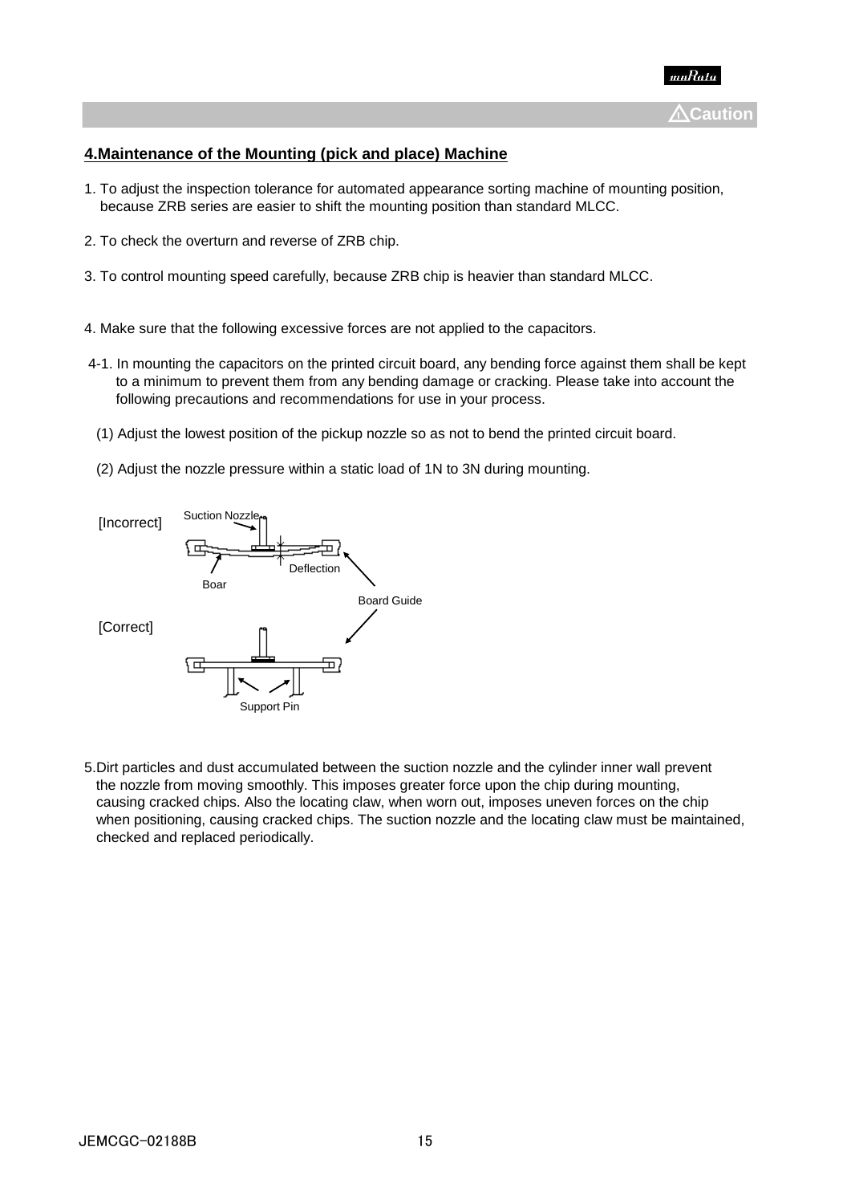⚠Caution

**4.Maintenance of the Mounting (pick and place) Machine**

1. To adjust the inspection tolerance for automated appearance sorting machine of mounting position, because ZRB series are easier to shift the mounting position than standard MLCC.

2. To check the overturn and reverse of ZRB chip.

3. To control mounting speed carefully, because ZRB chip is heavier than standard MLCC.

4. Make sure that the following excessive forces are not applied to the capacitors.

4-1. In mounting the capacitors on the printed circuit board, any bending force against them shall be kept to a minimum to prevent them from any bending damage or cracking. Please take into account the following precautions and recommendations for use in your process.

(1) Adjust the lowest position of the pickup nozzle so as not to bend the printed circuit board.

(2) Adjust the nozzle pressure within a static load of 1N to 3N during mounting.

[Incorrect] Suction Nozzle, Deflection, Boar, Board Guide

[Correct] Support Pin

5.Dirt particles and dust accumulated between the suction nozzle and the cylinder inner wall prevent the nozzle from moving smoothly. This imposes greater force upon the chip during mounting, causing cracked chips. Also the locating claw, when worn out, imposes uneven forces on the chip when positioning, causing cracked chips. The suction nozzle and the locating claw must be maintained, checked and replaced periodically.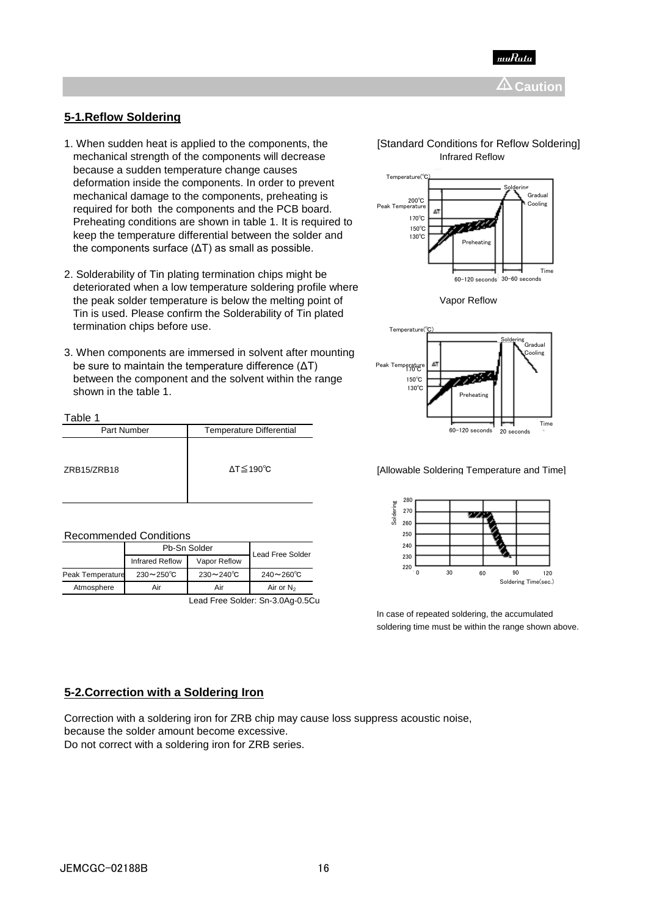⚠Caution

## 5-1.Reflow Soldering

1. When sudden heat is applied to the components, the mechanical strength of the components will decrease because a sudden temperature change causes deformation inside the components. In order to prevent mechanical damage to the components, preheating is required for both the components and the PCB board. Preheating conditions are shown in table 1. It is required to keep the temperature differential between the solder and the components surface (ΔT) as small as possible.

2. Solderability of Tin plating termination chips might be deteriorated when a low temperature soldering profile where the peak solder temperature is below the melting point of Tin is used. Please confirm the Solderability of Tin plated termination chips before use.

3. When components are immersed in solvent after mounting be sure to maintain the temperature difference (ΔT) between the component and the solvent within the range shown in the table 1.

Table 1

| Part Number | Temperature Differential |
|---|---|
| ZRB15/ZRB18 | ΔT≦190℃ |

Recommended Conditions

| | Pb-Sn Solder | | Lead Free Solder |
|---|---|---|---|
| | Infrared Reflow | Vapor Reflow | |
| Peak Temperature | 230～250℃ | 230～240℃ | 240～260℃ |
| Atmosphere | Air | Air | Air or $N_2$ |

Lead Free Solder: Sn-3.0Ag-0.5Cu

[Standard Conditions for Reflow Soldering]

Infrared Reflow

Temperature(℃), Soldering, Gradual Cooling, 200℃ Peak Temperature, ΔT, 170℃, 150℃, 130℃, Preheating, Time, 60-120 seconds, 30-60 seconds

Vapor Reflow

Temperature(℃), Soldering, Gradual Cooling, Peak Temperature, 170℃, ΔT, 150℃, 130℃, Preheating, Time, 60-120 seconds, 20 seconds

[Allowable Soldering Temperature and Time]

Soldering, 280, 270, 260, 250, 240, 230, 220, 0, 30, 60, 90, 120, Soldering Time(sec.)

In case of repeated soldering, the accumulated soldering time must be within the range shown above.

## 5-2.Correction with a Soldering Iron

Correction with a soldering iron for ZRB chip may cause loss suppress acoustic noise, because the solder amount become excessive.
Do not correct with a soldering iron for ZRB series.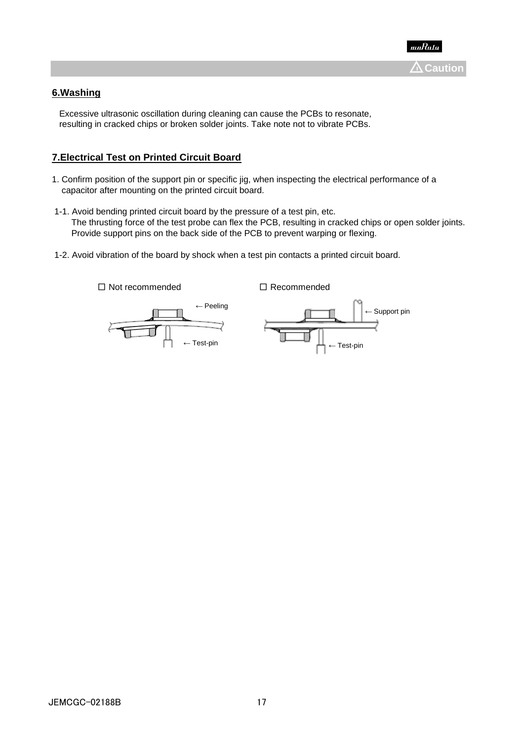⚠ Caution

## 6.Washing

Excessive ultrasonic oscillation during cleaning can cause the PCBs to resonate, resulting in cracked chips or broken solder joints. Take note not to vibrate PCBs.

## 7.Electrical Test on Printed Circuit Board

1. Confirm position of the support pin or specific jig, when inspecting the electrical performance of a capacitor after mounting on the printed circuit board.

1-1. Avoid bending printed circuit board by the pressure of a test pin, etc.
The thrusting force of the test probe can flex the PCB, resulting in cracked chips or open solder joints.
Provide support pins on the back side of the PCB to prevent warping or flexing.

1-2. Avoid vibration of the board by shock when a test pin contacts a printed circuit board.

☐ Not recommended

← Peeling

← Test-pin

☐ Recommended

← Support pin

← Test-pin

JEMCGC-02188B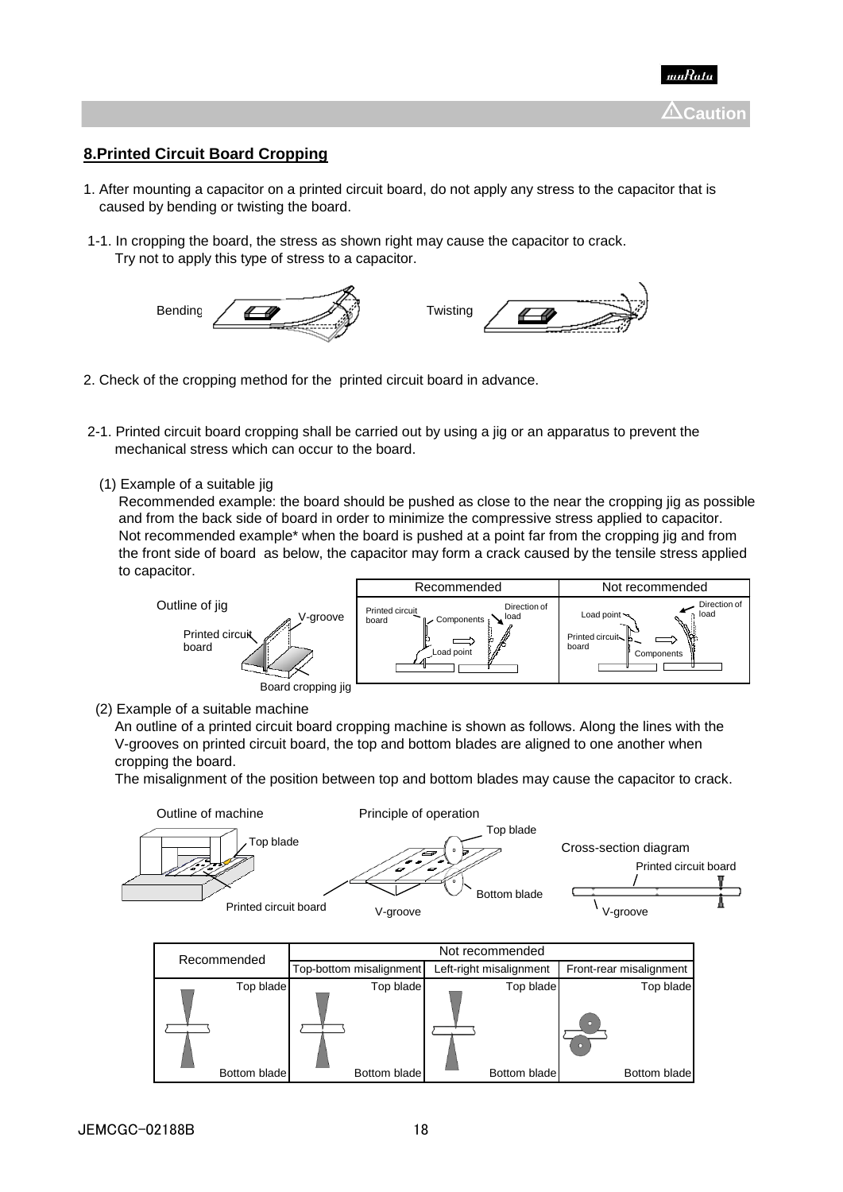⚠Caution

## 8.Printed Circuit Board Cropping

1. After mounting a capacitor on a printed circuit board, do not apply any stress to the capacitor that is caused by bending or twisting the board.

1-1. In cropping the board, the stress as shown right may cause the capacitor to crack.
Try not to apply this type of stress to a capacitor.

Bending Twisting

2. Check of the cropping method for the printed circuit board in advance.

2-1. Printed circuit board cropping shall be carried out by using a jig or an apparatus to prevent the mechanical stress which can occur to the board.

(1) Example of a suitable jig
Recommended example: the board should be pushed as close to the near the cropping jig as possible and from the back side of board in order to minimize the compressive stress applied to capacitor.
Not recommended example* when the board is pushed at a point far from the cropping jig and from the front side of board as below, the capacitor may form a crack caused by the tensile stress applied to capacitor.

Outline of jig: Printed circuit board, V-groove, Board cropping jig

| Recommended | Not recommended |
|---|---|
| Printed circuit board, Components, Direction of load, Load point | Load point, Direction of load, Printed circuit board, Components |

(2) Example of a suitable machine
An outline of a printed circuit board cropping machine is shown as follows. Along the lines with the V-grooves on printed circuit board, the top and bottom blades are aligned to one another when cropping the board.
The misalignment of the position between top and bottom blades may cause the capacitor to crack.

Outline of machine: Top blade, Printed circuit board
Principle of operation: Top blade, Bottom blade, V-groove
Cross-section diagram: Printed circuit board, V-groove

| Recommended | Not recommended | | |
|---|---|---|---|
| | Top-bottom misalignment | Left-right misalignment | Front-rear misalignment |
| Top blade / Bottom blade | Top blade / Bottom blade | Top blade / Bottom blade | Top blade / Bottom blade |

JEMCGC-02188B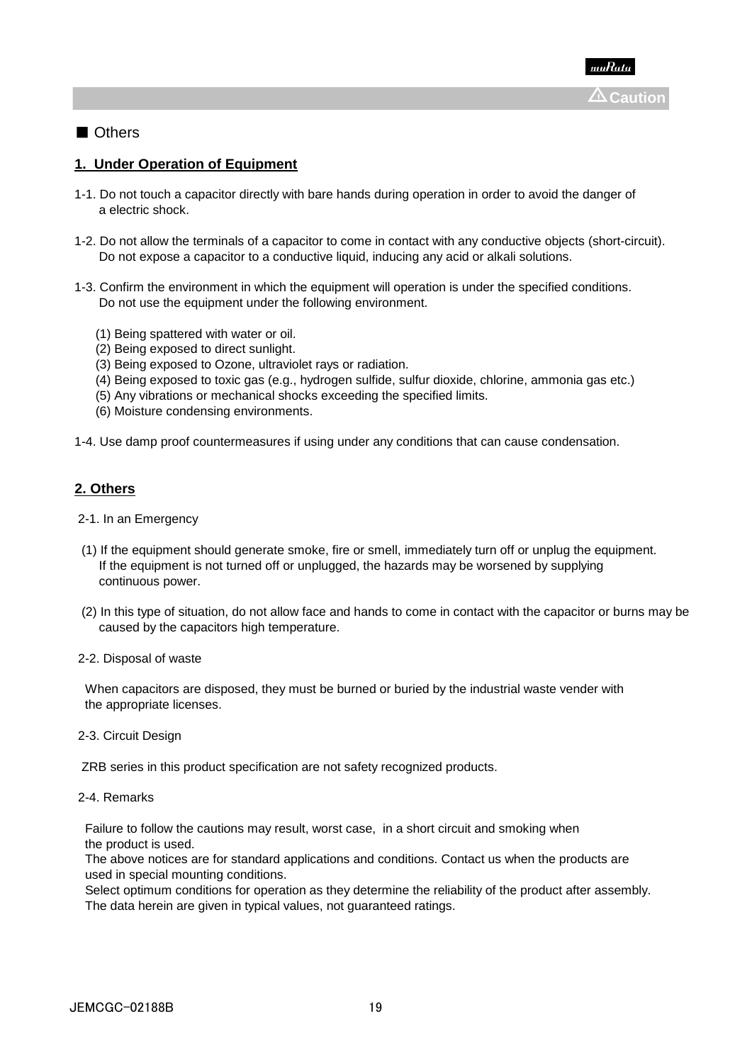■ Others

## 1. Under Operation of Equipment

1-1. Do not touch a capacitor directly with bare hands during operation in order to avoid the danger of a electric shock.

1-2. Do not allow the terminals of a capacitor to come in contact with any conductive objects (short-circuit). Do not expose a capacitor to a conductive liquid, inducing any acid or alkali solutions.

1-3. Confirm the environment in which the equipment will operation is under the specified conditions. Do not use the equipment under the following environment.

(1) Being spattered with water or oil.
(2) Being exposed to direct sunlight.
(3) Being exposed to Ozone, ultraviolet rays or radiation.
(4) Being exposed to toxic gas (e.g., hydrogen sulfide, sulfur dioxide, chlorine, ammonia gas etc.)
(5) Any vibrations or mechanical shocks exceeding the specified limits.
(6) Moisture condensing environments.

1-4. Use damp proof countermeasures if using under any conditions that can cause condensation.

## 2. Others

2-1. In an Emergency

(1) If the equipment should generate smoke, fire or smell, immediately turn off or unplug the equipment. If the equipment is not turned off or unplugged, the hazards may be worsened by supplying continuous power.

(2) In this type of situation, do not allow face and hands to come in contact with the capacitor or burns may be caused by the capacitors high temperature.

2-2. Disposal of waste

When capacitors are disposed, they must be burned or buried by the industrial waste vender with the appropriate licenses.

2-3. Circuit Design

ZRB series in this product specification are not safety recognized products.

2-4. Remarks

Failure to follow the cautions may result, worst case, in a short circuit and smoking when the product is used.
The above notices are for standard applications and conditions. Contact us when the products are used in special mounting conditions.
Select optimum conditions for operation as they determine the reliability of the product after assembly.
The data herein are given in typical values, not guaranteed ratings.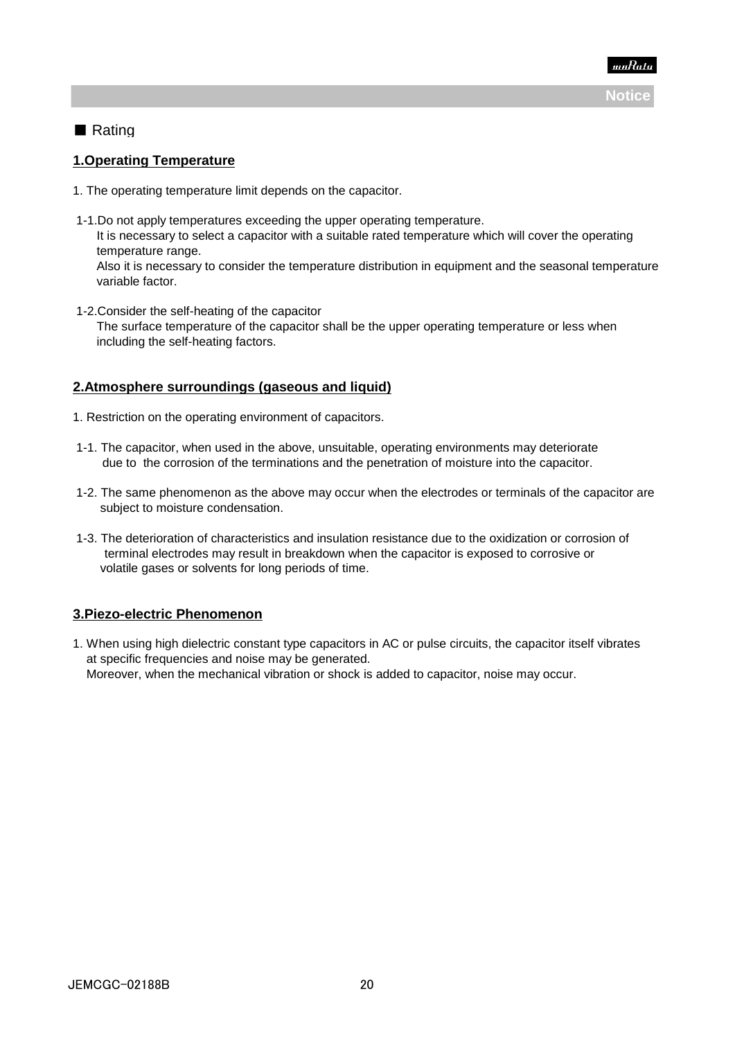**Notice**

■ Rating

## 1.Operating Temperature

1. The operating temperature limit depends on the capacitor.

1-1.Do not apply temperatures exceeding the upper operating temperature.
It is necessary to select a capacitor with a suitable rated temperature which will cover the operating temperature range.
Also it is necessary to consider the temperature distribution in equipment and the seasonal temperature variable factor.

1-2.Consider the self-heating of the capacitor
The surface temperature of the capacitor shall be the upper operating temperature or less when including the self-heating factors.

## 2.Atmosphere surroundings (gaseous and liquid)

1. Restriction on the operating environment of capacitors.

1-1. The capacitor, when used in the above, unsuitable, operating environments may deteriorate due to the corrosion of the terminations and the penetration of moisture into the capacitor.

1-2. The same phenomenon as the above may occur when the electrodes or terminals of the capacitor are subject to moisture condensation.

1-3. The deterioration of characteristics and insulation resistance due to the oxidization or corrosion of terminal electrodes may result in breakdown when the capacitor is exposed to corrosive or volatile gases or solvents for long periods of time.

## 3.Piezo-electric Phenomenon

1. When using high dielectric constant type capacitors in AC or pulse circuits, the capacitor itself vibrates at specific frequencies and noise may be generated.
Moreover, when the mechanical vibration or shock is added to capacitor, noise may occur.

JEMCGC-02188B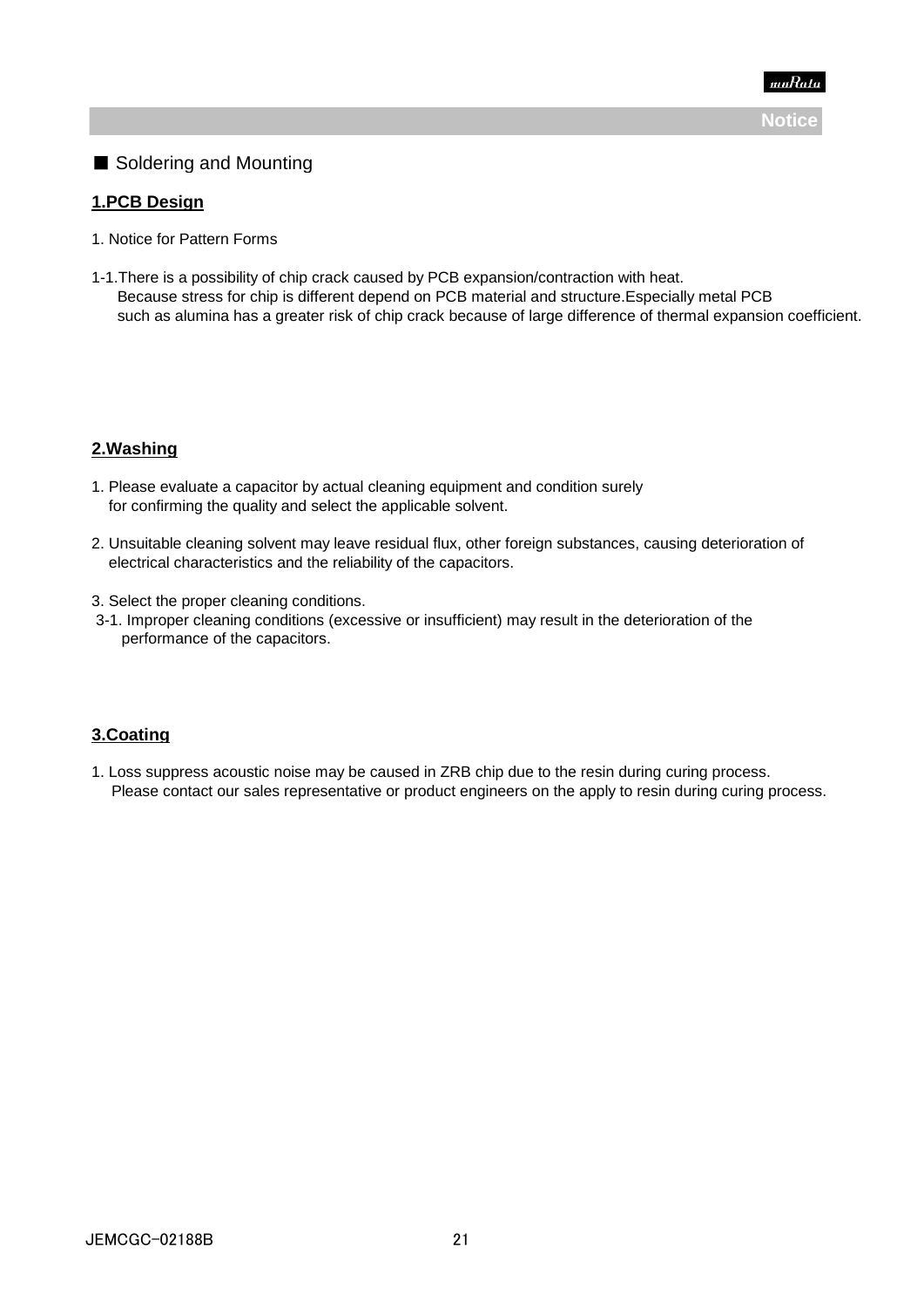**Notice**

■ Soldering and Mounting

**1.PCB Design**

1. Notice for Pattern Forms

1-1.There is a possibility of chip crack caused by PCB expansion/contraction with heat.
Because stress for chip is different depend on PCB material and structure.Especially metal PCB such as alumina has a greater risk of chip crack because of large difference of thermal expansion coefficient.

**2.Washing**

1. Please evaluate a capacitor by actual cleaning equipment and condition surely for confirming the quality and select the applicable solvent.

2. Unsuitable cleaning solvent may leave residual flux, other foreign substances, causing deterioration of electrical characteristics and the reliability of the capacitors.

3. Select the proper cleaning conditions.
 3-1. Improper cleaning conditions (excessive or insufficient) may result in the deterioration of the performance of the capacitors.

**3.Coating**

1. Loss suppress acoustic noise may be caused in ZRB chip due to the resin during curing process.
Please contact our sales representative or product engineers on the apply to resin during curing process.

JEMCGC-02188B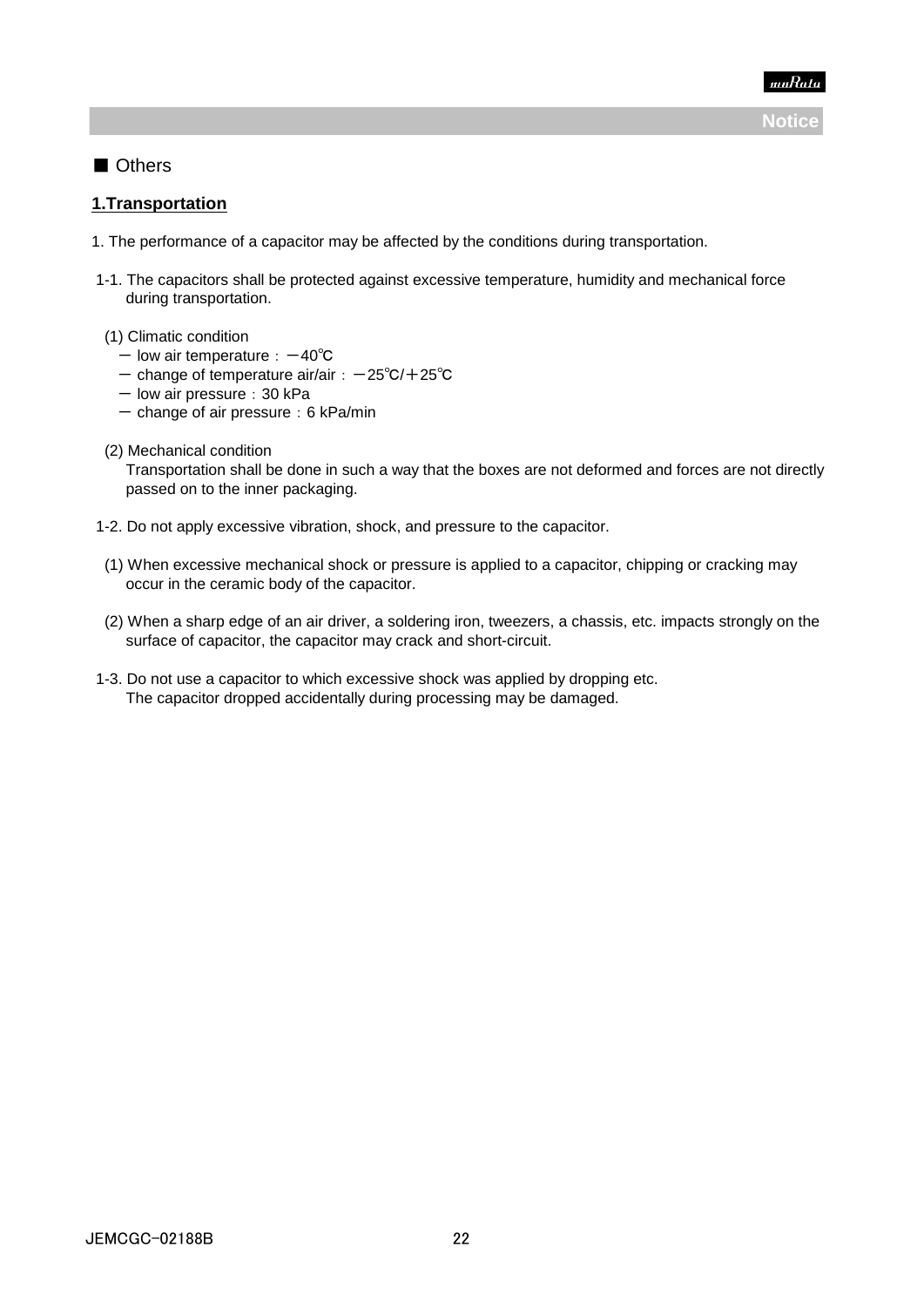■ Others

## 1.Transportation

1. The performance of a capacitor may be affected by the conditions during transportation.

1-1. The capacitors shall be protected against excessive temperature, humidity and mechanical force during transportation.

(1) Climatic condition
- － low air temperature：－40℃
- － change of temperature air/air：－25℃/＋25℃
- － low air pressure：30 kPa
- － change of air pressure：6 kPa/min

(2) Mechanical condition
Transportation shall be done in such a way that the boxes are not deformed and forces are not directly passed on to the inner packaging.

1-2. Do not apply excessive vibration, shock, and pressure to the capacitor.

(1) When excessive mechanical shock or pressure is applied to a capacitor, chipping or cracking may occur in the ceramic body of the capacitor.

(2) When a sharp edge of an air driver, a soldering iron, tweezers, a chassis, etc. impacts strongly on the surface of capacitor, the capacitor may crack and short-circuit.

1-3. Do not use a capacitor to which excessive shock was applied by dropping etc.
The capacitor dropped accidentally during processing may be damaged.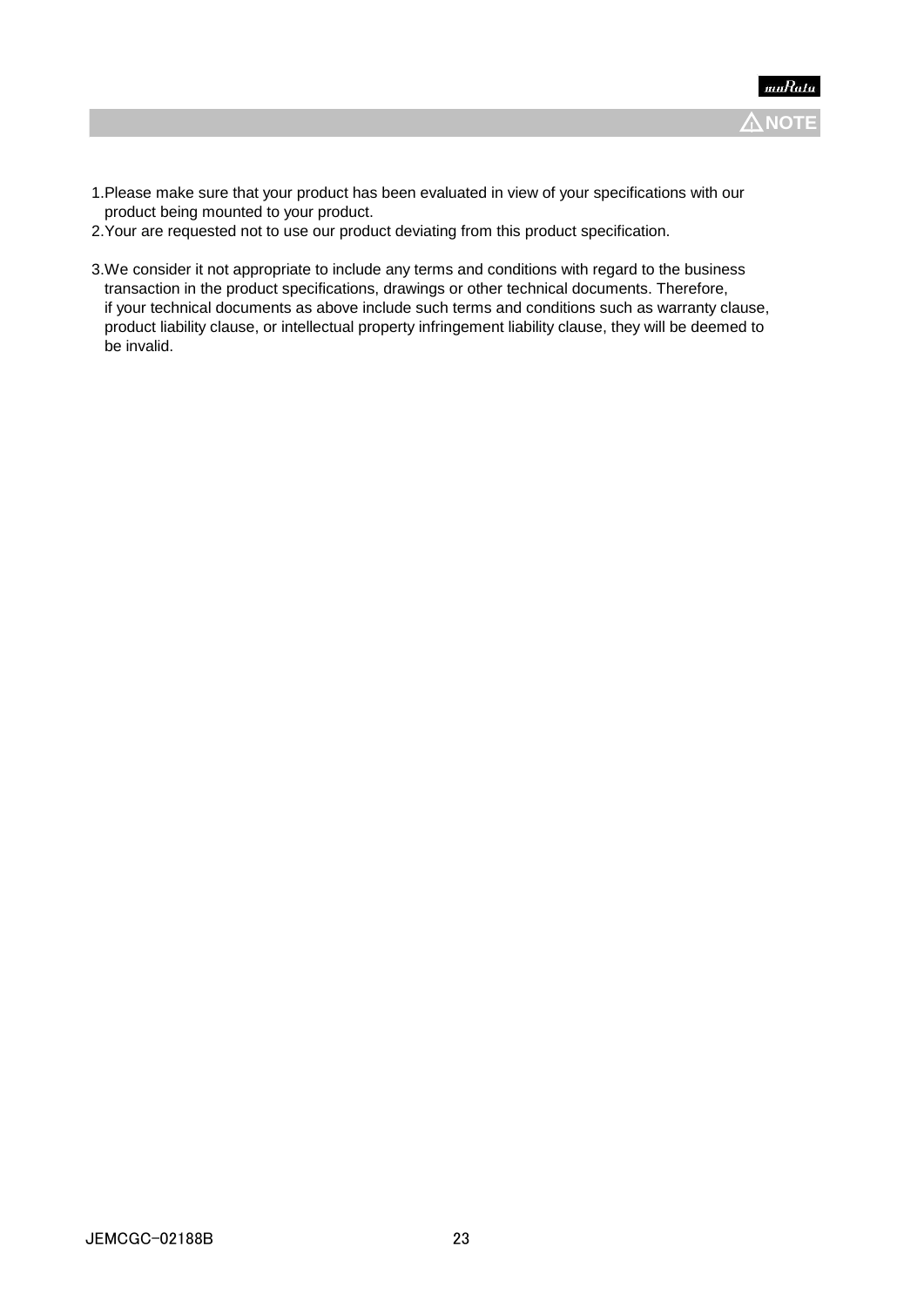## ⚠NOTE

1. Please make sure that your product has been evaluated in view of your specifications with our product being mounted to your product.
2. Your are requested not to use our product deviating from this product specification.
3. We consider it not appropriate to include any terms and conditions with regard to the business transaction in the product specifications, drawings or other technical documents. Therefore, if your technical documents as above include such terms and conditions such as warranty clause, product liability clause, or intellectual property infringement liability clause, they will be deemed to be invalid.